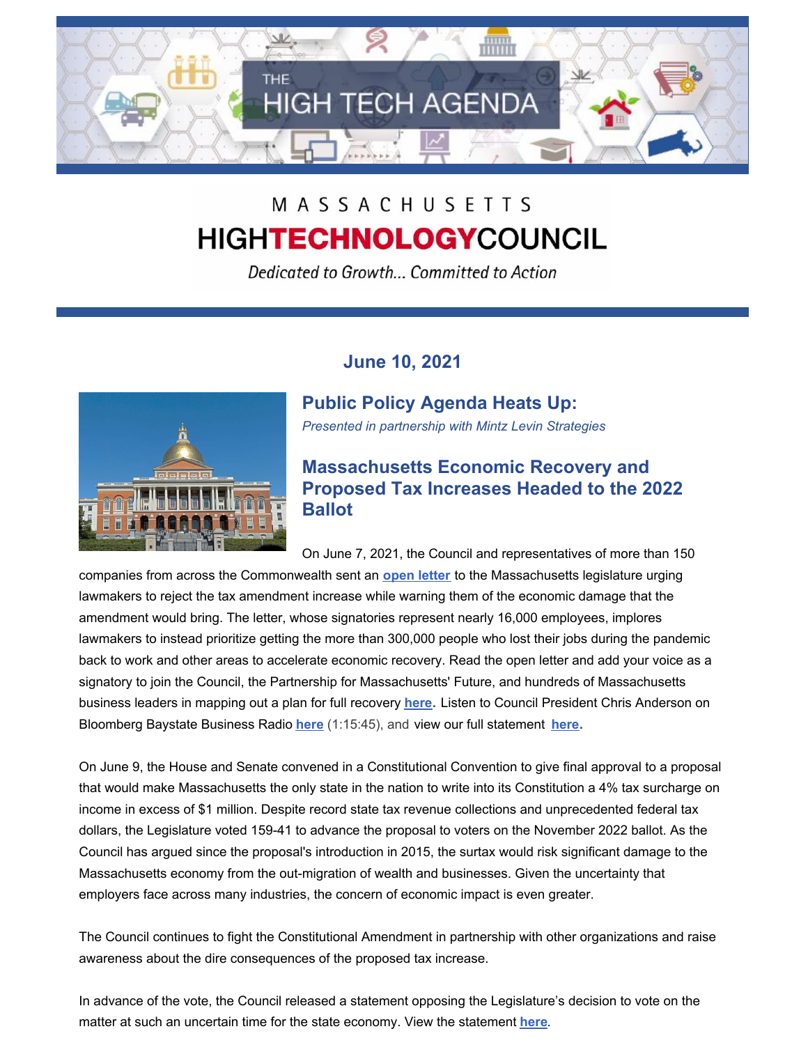THE HIGH TECH AGENDA

MASSACHUSETTS
HIGHTECHNOLOGYCOUNCIL
*Dedicated to Growth... Committed to Action*

**June 10, 2021**

## Public Policy Agenda Heats Up:

*Presented in partnership with Mintz Levin Strategies*

## Massachusetts Economic Recovery and Proposed Tax Increases Headed to the 2022 Ballot

On June 7, 2021, the Council and representatives of more than 150 companies from across the Commonwealth sent an **open letter** to the Massachusetts legislature urging lawmakers to reject the tax amendment increase while warning them of the economic damage that the amendment would bring. The letter, whose signatories represent nearly 16,000 employees, implores lawmakers to instead prioritize getting the more than 300,000 people who lost their jobs during the pandemic back to work and other areas to accelerate economic recovery. Read the open letter and add your voice as a signatory to join the Council, the Partnership for Massachusetts' Future, and hundreds of Massachusetts business leaders in mapping out a plan for full recovery **here**. Listen to Council President Chris Anderson on Bloomberg Baystate Business Radio **here** (1:15:45), and view our full statement **here**.

On June 9, the House and Senate convened in a Constitutional Convention to give final approval to a proposal that would make Massachusetts the only state in the nation to write into its Constitution a 4% tax surcharge on income in excess of $1 million. Despite record state tax revenue collections and unprecedented federal tax dollars, the Legislature voted 159-41 to advance the proposal to voters on the November 2022 ballot. As the Council has argued since the proposal's introduction in 2015, the surtax would risk significant damage to the Massachusetts economy from the out-migration of wealth and businesses. Given the uncertainty that employers face across many industries, the concern of economic impact is even greater.

The Council continues to fight the Constitutional Amendment in partnership with other organizations and raise awareness about the dire consequences of the proposed tax increase.

In advance of the vote, the Council released a statement opposing the Legislature's decision to vote on the matter at such an uncertain time for the state economy. View the statement **here**.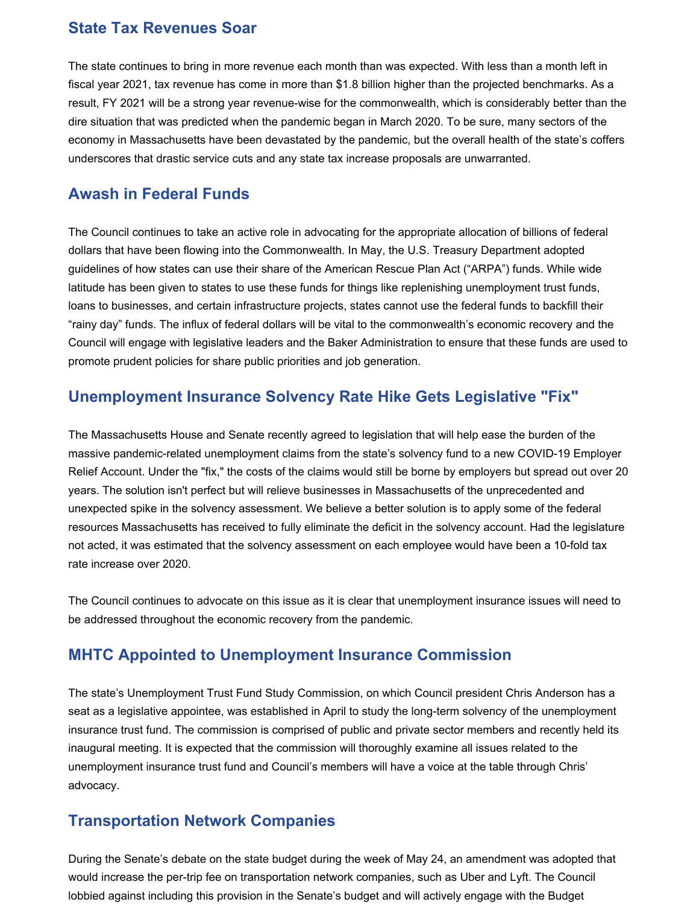## State Tax Revenues Soar

The state continues to bring in more revenue each month than was expected. With less than a month left in fiscal year 2021, tax revenue has come in more than $1.8 billion higher than the projected benchmarks. As a result, FY 2021 will be a strong year revenue-wise for the commonwealth, which is considerably better than the dire situation that was predicted when the pandemic began in March 2020. To be sure, many sectors of the economy in Massachusetts have been devastated by the pandemic, but the overall health of the state's coffers underscores that drastic service cuts and any state tax increase proposals are unwarranted.

## Awash in Federal Funds

The Council continues to take an active role in advocating for the appropriate allocation of billions of federal dollars that have been flowing into the Commonwealth. In May, the U.S. Treasury Department adopted guidelines of how states can use their share of the American Rescue Plan Act ("ARPA") funds. While wide latitude has been given to states to use these funds for things like replenishing unemployment trust funds, loans to businesses, and certain infrastructure projects, states cannot use the federal funds to backfill their "rainy day" funds. The influx of federal dollars will be vital to the commonwealth's economic recovery and the Council will engage with legislative leaders and the Baker Administration to ensure that these funds are used to promote prudent policies for share public priorities and job generation.

## Unemployment Insurance Solvency Rate Hike Gets Legislative "Fix"

The Massachusetts House and Senate recently agreed to legislation that will help ease the burden of the massive pandemic-related unemployment claims from the state's solvency fund to a new COVID-19 Employer Relief Account. Under the "fix," the costs of the claims would still be borne by employers but spread out over 20 years. The solution isn't perfect but will relieve businesses in Massachusetts of the unprecedented and unexpected spike in the solvency assessment. We believe a better solution is to apply some of the federal resources Massachusetts has received to fully eliminate the deficit in the solvency account. Had the legislature not acted, it was estimated that the solvency assessment on each employee would have been a 10-fold tax rate increase over 2020.

The Council continues to advocate on this issue as it is clear that unemployment insurance issues will need to be addressed throughout the economic recovery from the pandemic.

## MHTC Appointed to Unemployment Insurance Commission

The state's Unemployment Trust Fund Study Commission, on which Council president Chris Anderson has a seat as a legislative appointee, was established in April to study the long-term solvency of the unemployment insurance trust fund. The commission is comprised of public and private sector members and recently held its inaugural meeting. It is expected that the commission will thoroughly examine all issues related to the unemployment insurance trust fund and Council's members will have a voice at the table through Chris' advocacy.

## Transportation Network Companies

During the Senate's debate on the state budget during the week of May 24, an amendment was adopted that would increase the per-trip fee on transportation network companies, such as Uber and Lyft. The Council lobbied against including this provision in the Senate's budget and will actively engage with the Budget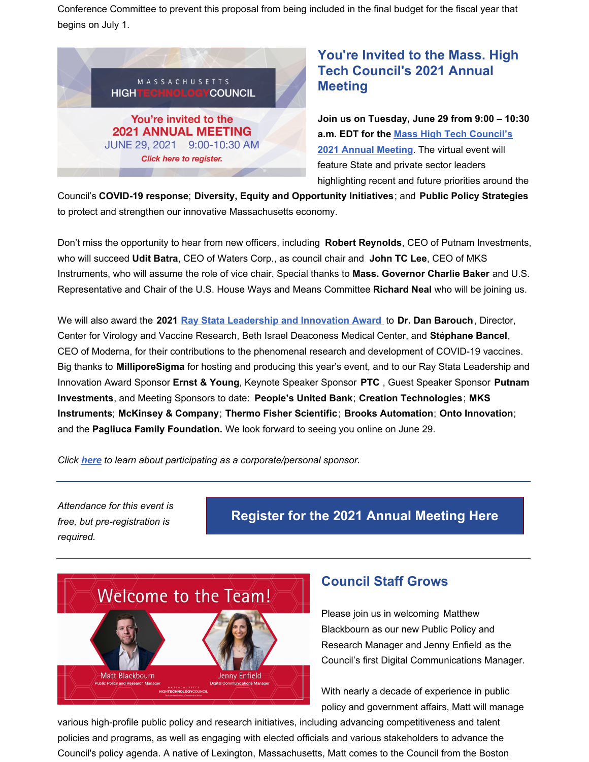Conference Committee to prevent this proposal from being included in the final budget for the fiscal year that begins on July 1.

## You're Invited to the Mass. High Tech Council's 2021 Annual Meeting

**Join us on Tuesday, June 29 from 9:00 – 10:30 a.m. EDT for the [Mass High Tech Council's 2021 Annual Meeting]**. The virtual event will feature State and private sector leaders highlighting recent and future priorities around the Council's **COVID-19 response**; **Diversity, Equity and Opportunity Initiatives**; and **Public Policy Strategies** to protect and strengthen our innovative Massachusetts economy.

Don't miss the opportunity to hear from new officers, including **Robert Reynolds**, CEO of Putnam Investments, who will succeed **Udit Batra**, CEO of Waters Corp., as council chair and **John TC Lee**, CEO of MKS Instruments, who will assume the role of vice chair. Special thanks to **Mass. Governor Charlie Baker** and U.S. Representative and Chair of the U.S. House Ways and Means Committee **Richard Neal** who will be joining us.

We will also award the **2021 [Ray Stata Leadership and Innovation Award]** to **Dr. Dan Barouch**, Director, Center for Virology and Vaccine Research, Beth Israel Deaconess Medical Center, and **Stéphane Bancel**, CEO of Moderna, for their contributions to the phenomenal research and development of COVID-19 vaccines. Big thanks to **MilliporeSigma** for hosting and producing this year's event, and to our Ray Stata Leadership and Innovation Award Sponsor **Ernst & Young**, Keynote Speaker Sponsor **PTC**, Guest Speaker Sponsor **Putnam Investments**, and Meeting Sponsors to date: **People's United Bank**; **Creation Technologies**; **MKS Instruments**; **McKinsey & Company**; **Thermo Fisher Scientific**; **Brooks Automation**; **Onto Innovation**; and the **Pagliuca Family Foundation.** We look forward to seeing you online on June 29.

*Click **here** to learn about participating as a corporate/personal sponsor.*

---

*Attendance for this event is free, but pre-registration is required.*

**Register for the 2021 Annual Meeting Here**

---

## Council Staff Grows

Please join us in welcoming Matthew Blackbourn as our new Public Policy and Research Manager and Jenny Enfield as the Council's first Digital Communications Manager.

With nearly a decade of experience in public policy and government affairs, Matt will manage various high-profile public policy and research initiatives, including advancing competitiveness and talent policies and programs, as well as engaging with elected officials and various stakeholders to advance the Council's policy agenda. A native of Lexington, Massachusetts, Matt comes to the Council from the Boston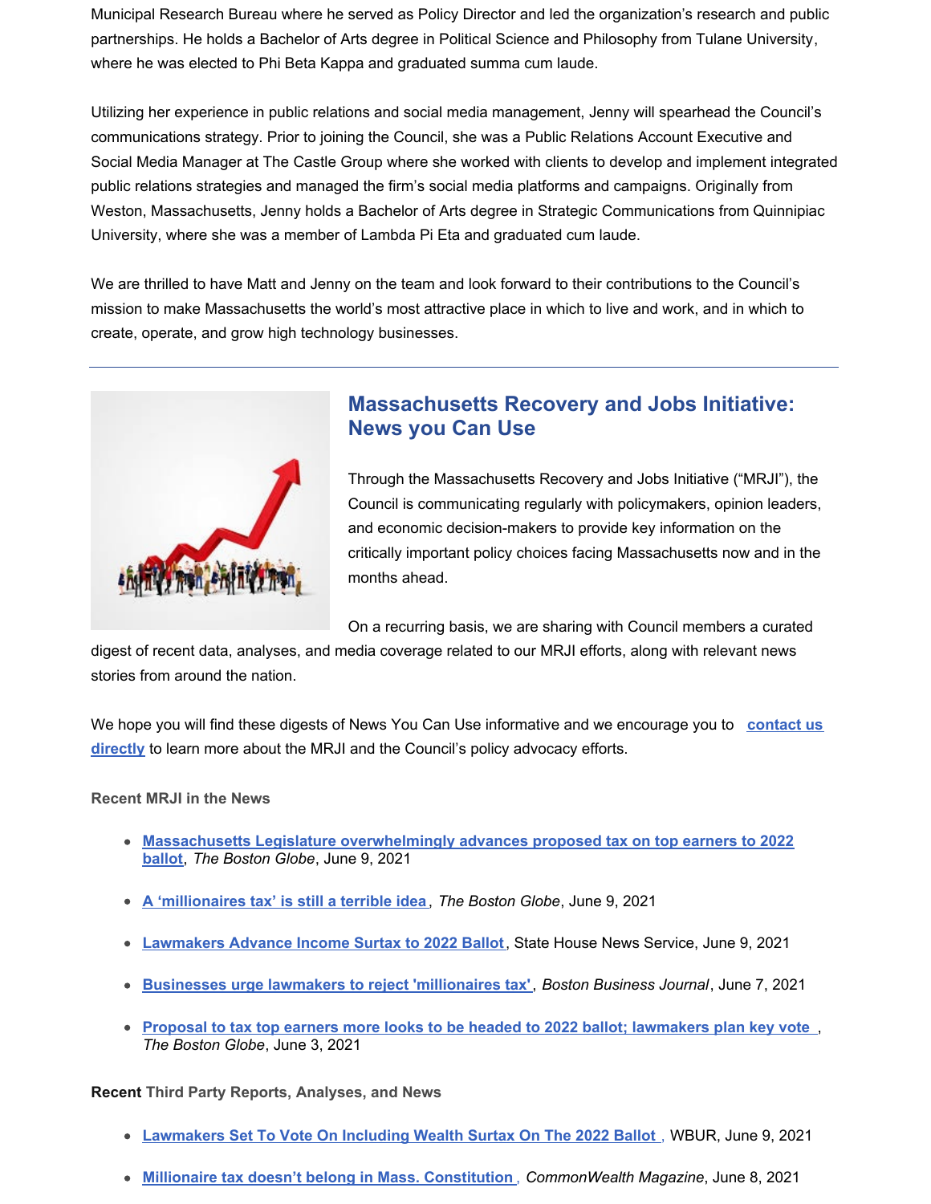Municipal Research Bureau where he served as Policy Director and led the organization's research and public partnerships. He holds a Bachelor of Arts degree in Political Science and Philosophy from Tulane University, where he was elected to Phi Beta Kappa and graduated summa cum laude.

Utilizing her experience in public relations and social media management, Jenny will spearhead the Council's communications strategy. Prior to joining the Council, she was a Public Relations Account Executive and Social Media Manager at The Castle Group where she worked with clients to develop and implement integrated public relations strategies and managed the firm's social media platforms and campaigns. Originally from Weston, Massachusetts, Jenny holds a Bachelor of Arts degree in Strategic Communications from Quinnipiac University, where she was a member of Lambda Pi Eta and graduated cum laude.

We are thrilled to have Matt and Jenny on the team and look forward to their contributions to the Council's mission to make Massachusetts the world's most attractive place in which to live and work, and in which to create, operate, and grow high technology businesses.

---

## Massachusetts Recovery and Jobs Initiative: News you Can Use

Through the Massachusetts Recovery and Jobs Initiative ("MRJI"), the Council is communicating regularly with policymakers, opinion leaders, and economic decision-makers to provide key information on the critically important policy choices facing Massachusetts now and in the months ahead.

On a recurring basis, we are sharing with Council members a curated digest of recent data, analyses, and media coverage related to our MRJI efforts, along with relevant news stories from around the nation.

We hope you will find these digests of News You Can Use informative and we encourage you to **contact us directly** to learn more about the MRJI and the Council's policy advocacy efforts.

**Recent MRJI in the News**

- **Massachusetts Legislature overwhelmingly advances proposed tax on top earners to 2022 ballot**, *The Boston Globe*, June 9, 2021
- **A 'millionaires tax' is still a terrible idea**, *The Boston Globe*, June 9, 2021
- **Lawmakers Advance Income Surtax to 2022 Ballot**, State House News Service, June 9, 2021
- **Businesses urge lawmakers to reject 'millionaires tax'**, *Boston Business Journal*, June 7, 2021
- **Proposal to tax top earners more looks to be headed to 2022 ballot; lawmakers plan key vote**, *The Boston Globe*, June 3, 2021

**Recent Third Party Reports, Analyses, and News**

- **Lawmakers Set To Vote On Including Wealth Surtax On The 2022 Ballot**, WBUR, June 9, 2021
- **Millionaire tax doesn't belong in Mass. Constitution**, *CommonWealth Magazine*, June 8, 2021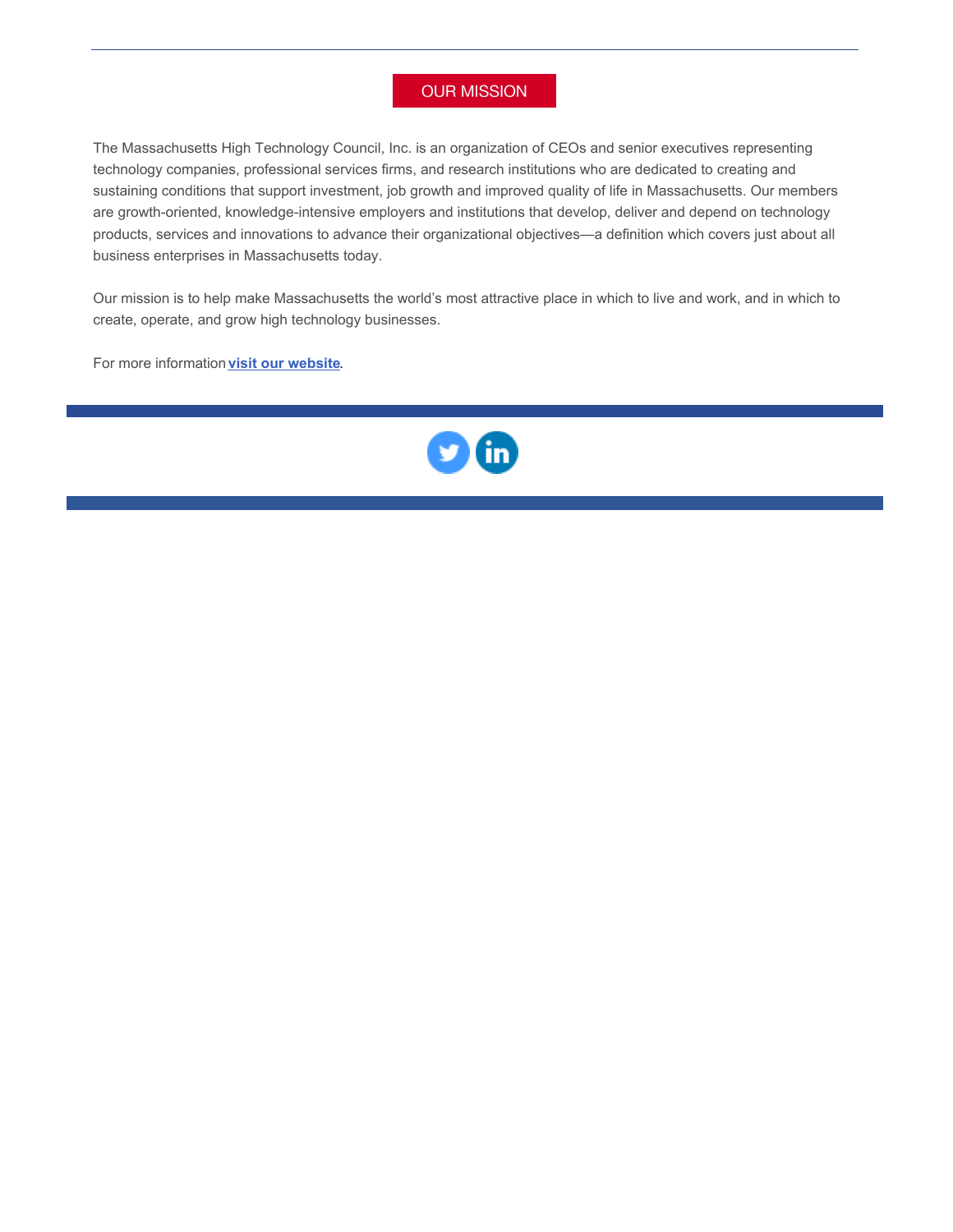## OUR MISSION

The Massachusetts High Technology Council, Inc. is an organization of CEOs and senior executives representing technology companies, professional services firms, and research institutions who are dedicated to creating and sustaining conditions that support investment, job growth and improved quality of life in Massachusetts. Our members are growth-oriented, knowledge-intensive employers and institutions that develop, deliver and depend on technology products, services and innovations to advance their organizational objectives—a definition which covers just about all business enterprises in Massachusetts today.

Our mission is to help make Massachusetts the world's most attractive place in which to live and work, and in which to create, operate, and grow high technology businesses.

For more information **visit our website**.